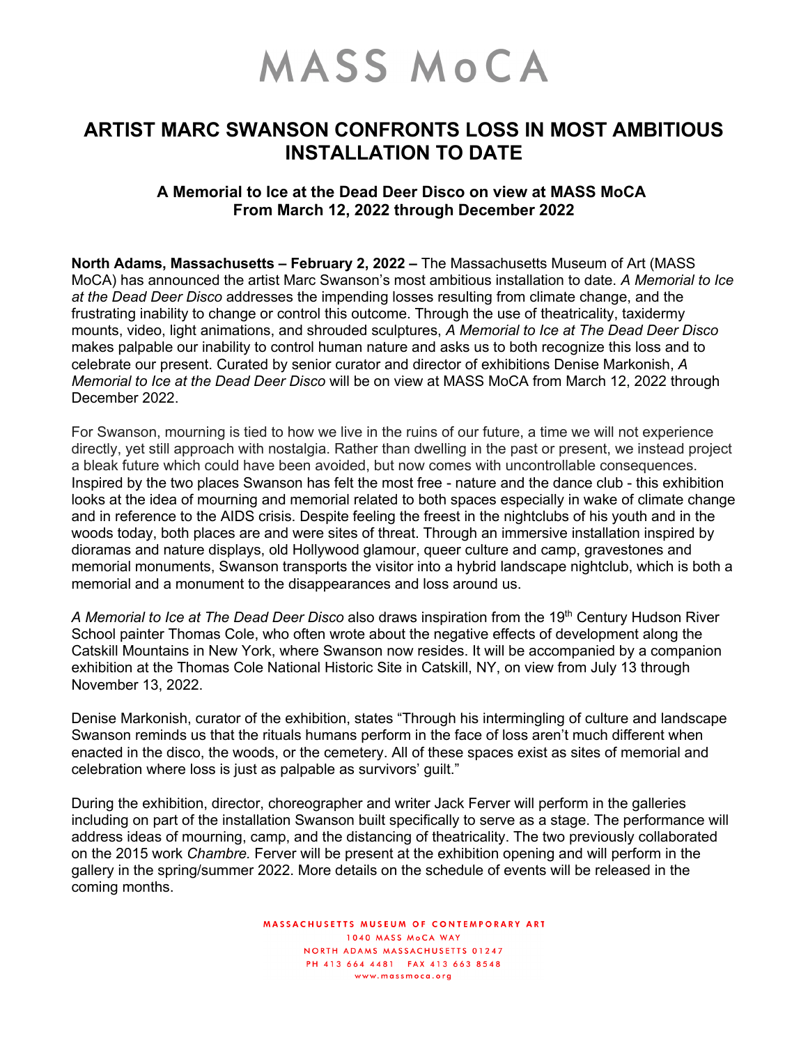# MASS MoCA

## ARTIST MARC SWANSON CONFRONTS LOSS IN MOST AMBITIOUS INSTALLATION TO DATE

### A Memorial to Ice at the Dead Deer Disco on view at MASS MoCA From March 12, 2022 through December 2022

**North Adams, Massachusetts – February 2, 2022 –** The Massachusetts Museum of Art (MASS MoCA) has announced the artist Marc Swanson's most ambitious installation to date. *A Memorial to Ice at the Dead Deer Disco* addresses the impending losses resulting from climate change, and the frustrating inability to change or control this outcome. Through the use of theatricality, taxidermy mounts, video, light animations, and shrouded sculptures, *A Memorial to Ice at The Dead Deer Disco* makes palpable our inability to control human nature and asks us to both recognize this loss and to celebrate our present. Curated by senior curator and director of exhibitions Denise Markonish, *A Memorial to Ice at the Dead Deer Disco* will be on view at MASS MoCA from March 12, 2022 through December 2022.

For Swanson, mourning is tied to how we live in the ruins of our future, a time we will not experience directly, yet still approach with nostalgia. Rather than dwelling in the past or present, we instead project a bleak future which could have been avoided, but now comes with uncontrollable consequences. Inspired by the two places Swanson has felt the most free - nature and the dance club - this exhibition looks at the idea of mourning and memorial related to both spaces especially in wake of climate change and in reference to the AIDS crisis. Despite feeling the freest in the nightclubs of his youth and in the woods today, both places are and were sites of threat. Through an immersive installation inspired by dioramas and nature displays, old Hollywood glamour, queer culture and camp, gravestones and memorial monuments, Swanson transports the visitor into a hybrid landscape nightclub, which is both a memorial and a monument to the disappearances and loss around us.

*A Memorial to Ice at The Dead Deer Disco* also draws inspiration from the 19th Century Hudson River School painter Thomas Cole, who often wrote about the negative effects of development along the Catskill Mountains in New York, where Swanson now resides. It will be accompanied by a companion exhibition at the Thomas Cole National Historic Site in Catskill, NY, on view from July 13 through November 13, 2022.

Denise Markonish, curator of the exhibition, states "Through his intermingling of culture and landscape Swanson reminds us that the rituals humans perform in the face of loss aren't much different when enacted in the disco, the woods, or the cemetery. All of these spaces exist as sites of memorial and celebration where loss is just as palpable as survivors' guilt."

During the exhibition, director, choreographer and writer Jack Ferver will perform in the galleries including on part of the installation Swanson built specifically to serve as a stage. The performance will address ideas of mourning, camp, and the distancing of theatricality. The two previously collaborated on the 2015 work *Chambre.* Ferver will be present at the exhibition opening and will perform in the gallery in the spring/summer 2022. More details on the schedule of events will be released in the coming months.

MASSACHUSETTS MUSEUM OF CONTEMPORARY ART
1040 MASS MoCA WAY
NORTH ADAMS MASSACHUSETTS 01247
PH 413 664 4481 FAX 413 663 8548
www.massmoca.org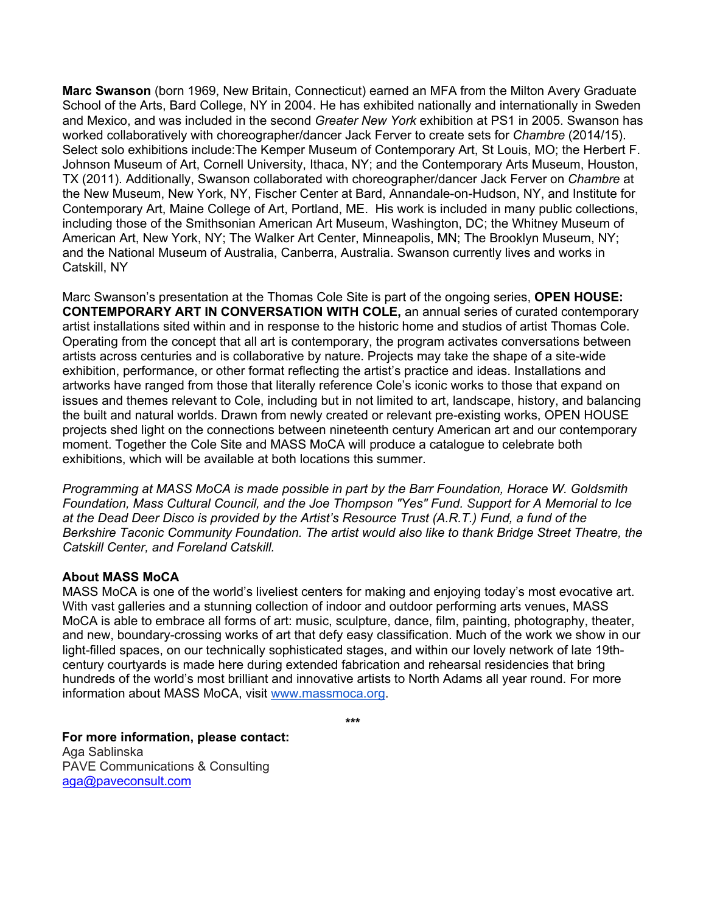**Marc Swanson** (born 1969, New Britain, Connecticut) earned an MFA from the Milton Avery Graduate School of the Arts, Bard College, NY in 2004. He has exhibited nationally and internationally in Sweden and Mexico, and was included in the second *Greater New York* exhibition at PS1 in 2005. Swanson has worked collaboratively with choreographer/dancer Jack Ferver to create sets for *Chambre* (2014/15). Select solo exhibitions include:The Kemper Museum of Contemporary Art, St Louis, MO; the Herbert F. Johnson Museum of Art, Cornell University, Ithaca, NY; and the Contemporary Arts Museum, Houston, TX (2011). Additionally, Swanson collaborated with choreographer/dancer Jack Ferver on *Chambre* at the New Museum, New York, NY, Fischer Center at Bard, Annandale-on-Hudson, NY, and Institute for Contemporary Art, Maine College of Art, Portland, ME. His work is included in many public collections, including those of the Smithsonian American Art Museum, Washington, DC; the Whitney Museum of American Art, New York, NY; The Walker Art Center, Minneapolis, MN; The Brooklyn Museum, NY; and the National Museum of Australia, Canberra, Australia. Swanson currently lives and works in Catskill, NY

Marc Swanson's presentation at the Thomas Cole Site is part of the ongoing series, **OPEN HOUSE: CONTEMPORARY ART IN CONVERSATION WITH COLE,** an annual series of curated contemporary artist installations sited within and in response to the historic home and studios of artist Thomas Cole. Operating from the concept that all art is contemporary, the program activates conversations between artists across centuries and is collaborative by nature. Projects may take the shape of a site-wide exhibition, performance, or other format reflecting the artist's practice and ideas. Installations and artworks have ranged from those that literally reference Cole's iconic works to those that expand on issues and themes relevant to Cole, including but in not limited to art, landscape, history, and balancing the built and natural worlds. Drawn from newly created or relevant pre-existing works, OPEN HOUSE projects shed light on the connections between nineteenth century American art and our contemporary moment. Together the Cole Site and MASS MoCA will produce a catalogue to celebrate both exhibitions, which will be available at both locations this summer.

*Programming at MASS MoCA is made possible in part by the Barr Foundation, Horace W. Goldsmith Foundation, Mass Cultural Council, and the Joe Thompson "Yes" Fund. Support for A Memorial to Ice at the Dead Deer Disco is provided by the Artist's Resource Trust (A.R.T.) Fund, a fund of the Berkshire Taconic Community Foundation. The artist would also like to thank Bridge Street Theatre, the Catskill Center, and Foreland Catskill.*

**About MASS MoCA**

MASS MoCA is one of the world's liveliest centers for making and enjoying today's most evocative art. With vast galleries and a stunning collection of indoor and outdoor performing arts venues, MASS MoCA is able to embrace all forms of art: music, sculpture, dance, film, painting, photography, theater, and new, boundary-crossing works of art that defy easy classification. Much of the work we show in our light-filled spaces, on our technically sophisticated stages, and within our lovely network of late 19th-century courtyards is made here during extended fabrication and rehearsal residencies that bring hundreds of the world's most brilliant and innovative artists to North Adams all year round. For more information about MASS MoCA, visit [www.massmoca.org](http://www.massmoca.org).

***

**For more information, please contact:**
Aga Sablinska
PAVE Communications & Consulting
[aga@paveconsult.com](mailto:aga@paveconsult.com)